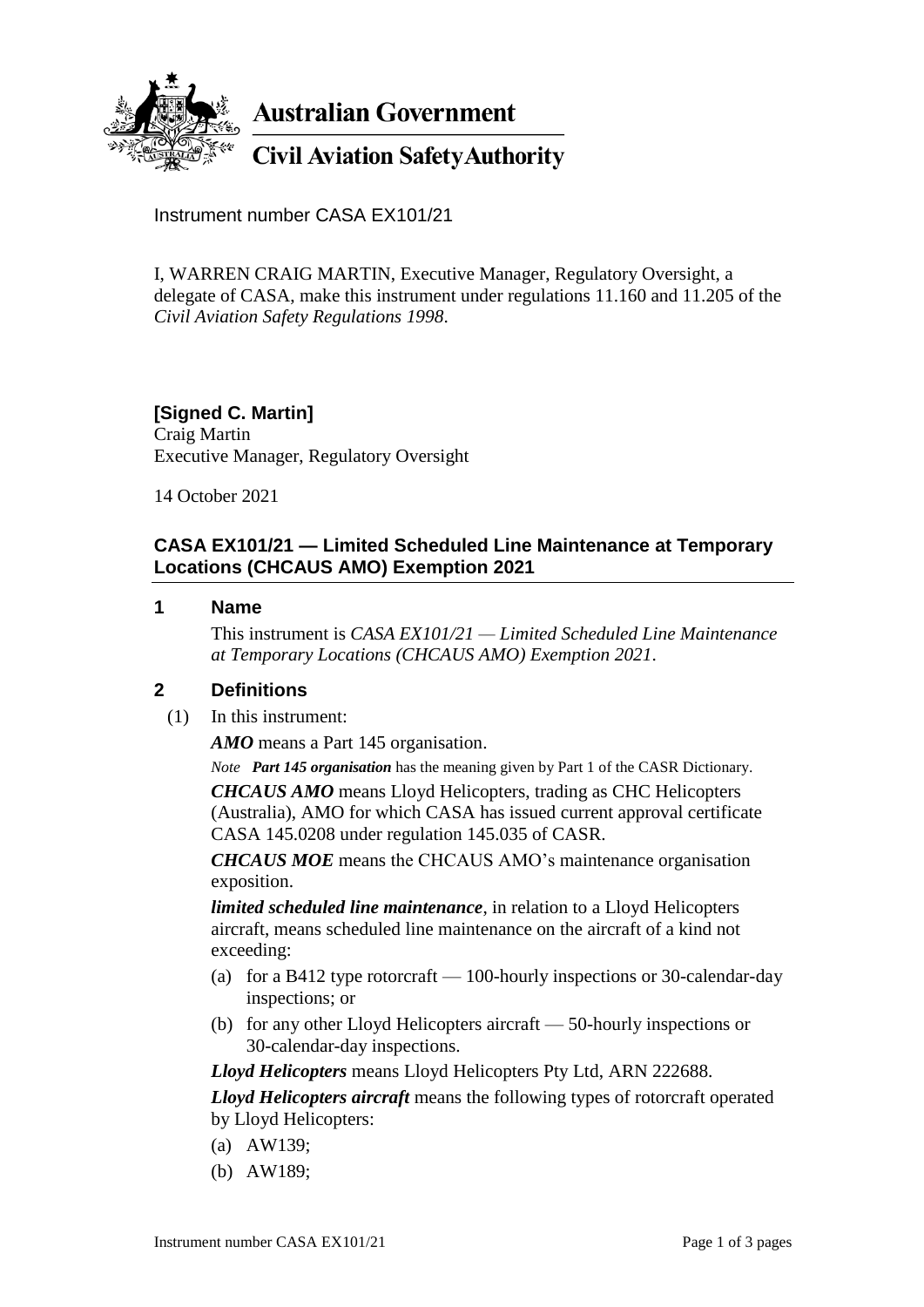**Australian Government**

**Civil Aviation Safety Authority**

Instrument number CASA EX101/21

I, WARREN CRAIG MARTIN, Executive Manager, Regulatory Oversight, a delegate of CASA, make this instrument under regulations 11.160 and 11.205 of the *Civil Aviation Safety Regulations 1998*.

**[Signed C. Martin]**
Craig Martin
Executive Manager, Regulatory Oversight

14 October 2021

## CASA EX101/21 — Limited Scheduled Line Maintenance at Temporary Locations (CHCAUS AMO) Exemption 2021

### 1 Name

This instrument is *CASA EX101/21 — Limited Scheduled Line Maintenance at Temporary Locations (CHCAUS AMO) Exemption 2021*.

### 2 Definitions

(1) In this instrument:

***AMO*** means a Part 145 organisation.

*Note* ***Part 145 organisation*** has the meaning given by Part 1 of the CASR Dictionary.

***CHCAUS AMO*** means Lloyd Helicopters, trading as CHC Helicopters (Australia), AMO for which CASA has issued current approval certificate CASA 145.0208 under regulation 145.035 of CASR.

***CHCAUS MOE*** means the CHCAUS AMO's maintenance organisation exposition.

***limited scheduled line maintenance***, in relation to a Lloyd Helicopters aircraft, means scheduled line maintenance on the aircraft of a kind not exceeding:

(a) for a B412 type rotorcraft — 100-hourly inspections or 30-calendar-day inspections; or

(b) for any other Lloyd Helicopters aircraft — 50-hourly inspections or 30-calendar-day inspections.

***Lloyd Helicopters*** means Lloyd Helicopters Pty Ltd, ARN 222688.

***Lloyd Helicopters aircraft*** means the following types of rotorcraft operated by Lloyd Helicopters:

(a) AW139;

(b) AW189;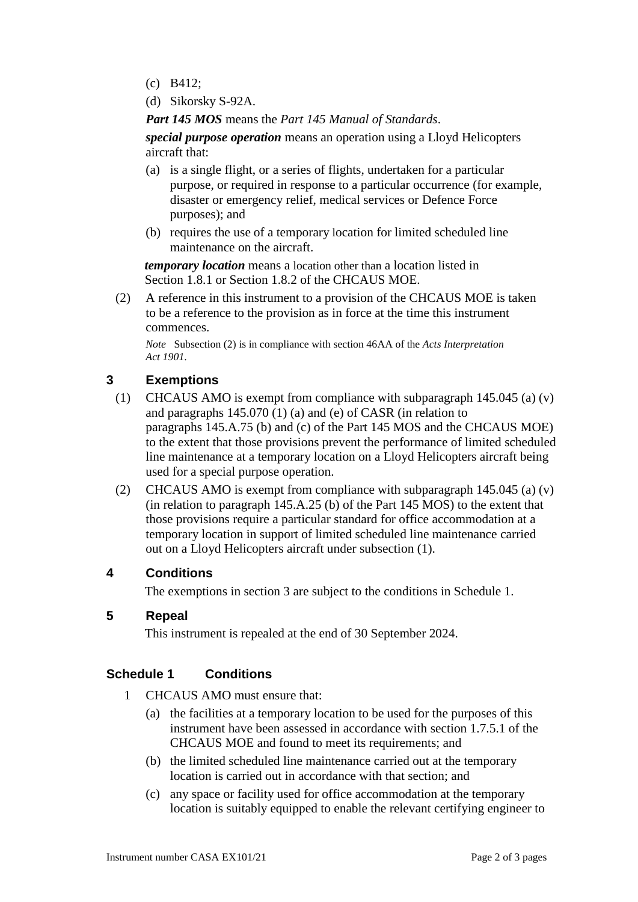(c) B412;

(d) Sikorsky S-92A.

***Part 145 MOS*** means the *Part 145 Manual of Standards*.

***special purpose operation*** means an operation using a Lloyd Helicopters aircraft that:

(a) is a single flight, or a series of flights, undertaken for a particular purpose, or required in response to a particular occurrence (for example, disaster or emergency relief, medical services or Defence Force purposes); and

(b) requires the use of a temporary location for limited scheduled line maintenance on the aircraft.

***temporary location*** means a location other than a location listed in Section 1.8.1 or Section 1.8.2 of the CHCAUS MOE.

(2) A reference in this instrument to a provision of the CHCAUS MOE is taken to be a reference to the provision as in force at the time this instrument commences.

*Note* Subsection (2) is in compliance with section 46AA of the *Acts Interpretation Act 1901*.

## 3 Exemptions

(1) CHCAUS AMO is exempt from compliance with subparagraph 145.045 (a) (v) and paragraphs 145.070 (1) (a) and (e) of CASR (in relation to paragraphs 145.A.75 (b) and (c) of the Part 145 MOS and the CHCAUS MOE) to the extent that those provisions prevent the performance of limited scheduled line maintenance at a temporary location on a Lloyd Helicopters aircraft being used for a special purpose operation.

(2) CHCAUS AMO is exempt from compliance with subparagraph 145.045 (a) (v) (in relation to paragraph 145.A.25 (b) of the Part 145 MOS) to the extent that those provisions require a particular standard for office accommodation at a temporary location in support of limited scheduled line maintenance carried out on a Lloyd Helicopters aircraft under subsection (1).

## 4 Conditions

The exemptions in section 3 are subject to the conditions in Schedule 1.

## 5 Repeal

This instrument is repealed at the end of 30 September 2024.

## Schedule 1 Conditions

1 CHCAUS AMO must ensure that:

(a) the facilities at a temporary location to be used for the purposes of this instrument have been assessed in accordance with section 1.7.5.1 of the CHCAUS MOE and found to meet its requirements; and

(b) the limited scheduled line maintenance carried out at the temporary location is carried out in accordance with that section; and

(c) any space or facility used for office accommodation at the temporary location is suitably equipped to enable the relevant certifying engineer to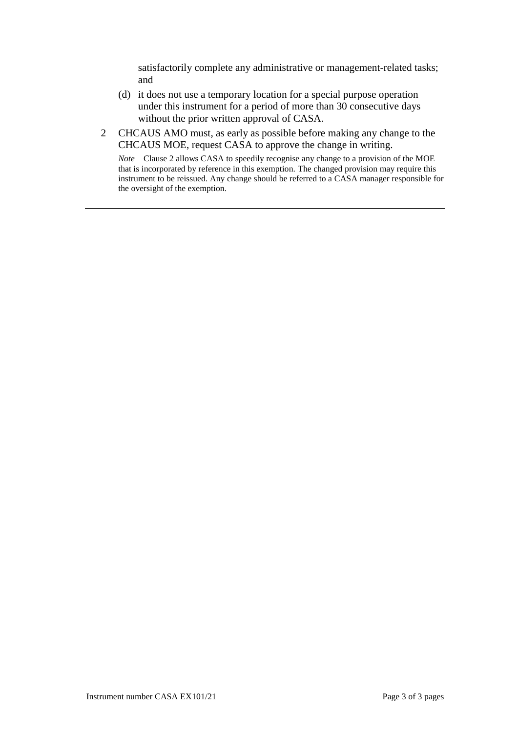satisfactorily complete any administrative or management-related tasks; and

(d) it does not use a temporary location for a special purpose operation under this instrument for a period of more than 30 consecutive days without the prior written approval of CASA.

2 CHCAUS AMO must, as early as possible before making any change to the CHCAUS MOE, request CASA to approve the change in writing.

*Note* Clause 2 allows CASA to speedily recognise any change to a provision of the MOE that is incorporated by reference in this exemption. The changed provision may require this instrument to be reissued. Any change should be referred to a CASA manager responsible for the oversight of the exemption.